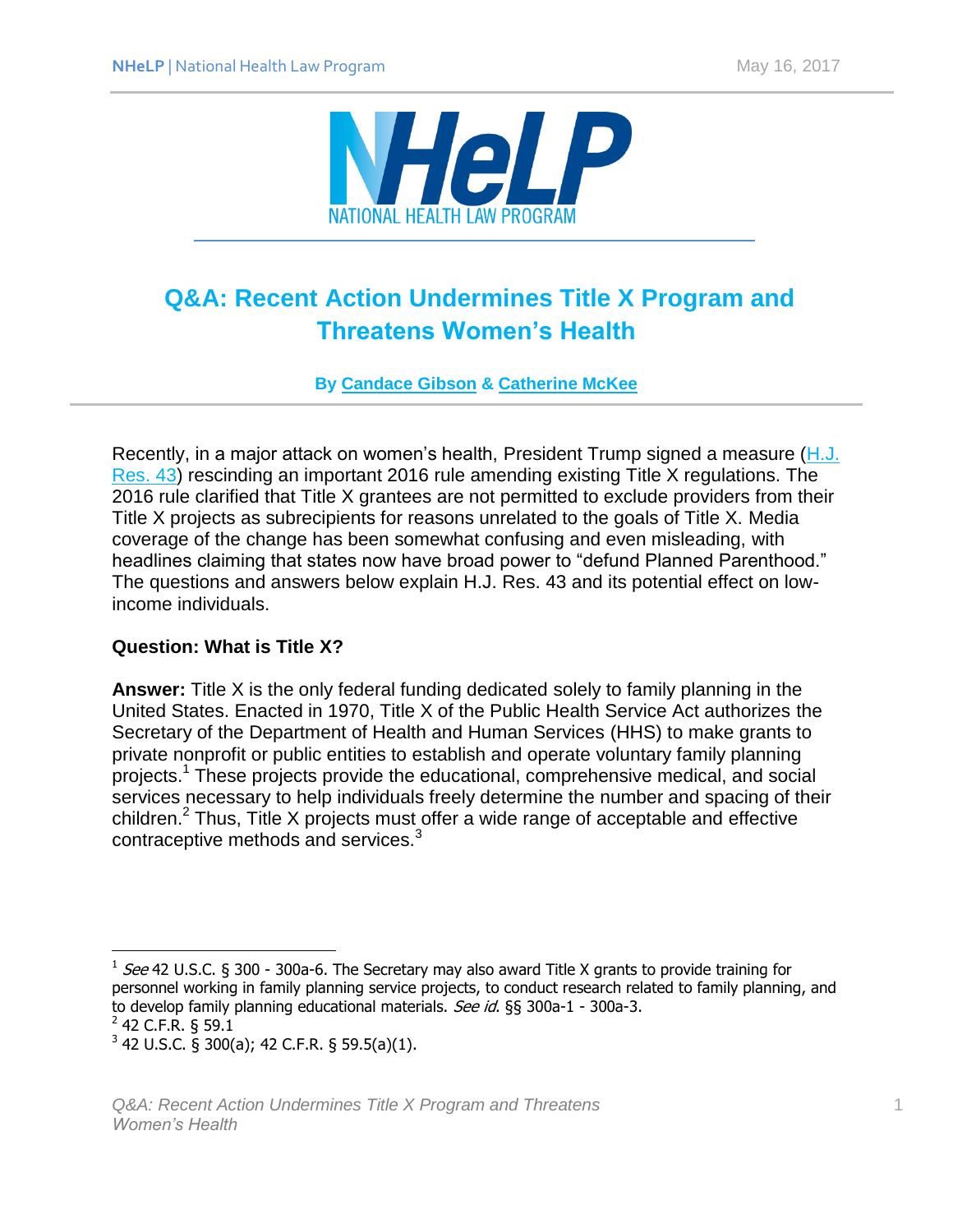# Q&A: Recent Action Undermines Title X Program and Threatens Women's Health

**By Candace Gibson & Catherine McKee**

Recently, in a major attack on women's health, President Trump signed a measure (H.J. Res. 43) rescinding an important 2016 rule amending existing Title X regulations. The 2016 rule clarified that Title X grantees are not permitted to exclude providers from their Title X projects as subrecipients for reasons unrelated to the goals of Title X. Media coverage of the change has been somewhat confusing and even misleading, with headlines claiming that states now have broad power to "defund Planned Parenthood." The questions and answers below explain H.J. Res. 43 and its potential effect on low-income individuals.

**Question: What is Title X?**

**Answer:** Title X is the only federal funding dedicated solely to family planning in the United States. Enacted in 1970, Title X of the Public Health Service Act authorizes the Secretary of the Department of Health and Human Services (HHS) to make grants to private nonprofit or public entities to establish and operate voluntary family planning projects.[1] These projects provide the educational, comprehensive medical, and social services necessary to help individuals freely determine the number and spacing of their children.[2] Thus, Title X projects must offer a wide range of acceptable and effective contraceptive methods and services.[3]

---

[1] *See* 42 U.S.C. § 300 - 300a-6. The Secretary may also award Title X grants to provide training for personnel working in family planning service projects, to conduct research related to family planning, and to develop family planning educational materials. *See id.* §§ 300a-1 - 300a-3.

[2] 42 C.F.R. § 59.1

[3] 42 U.S.C. § 300(a); 42 C.F.R. § 59.5(a)(1).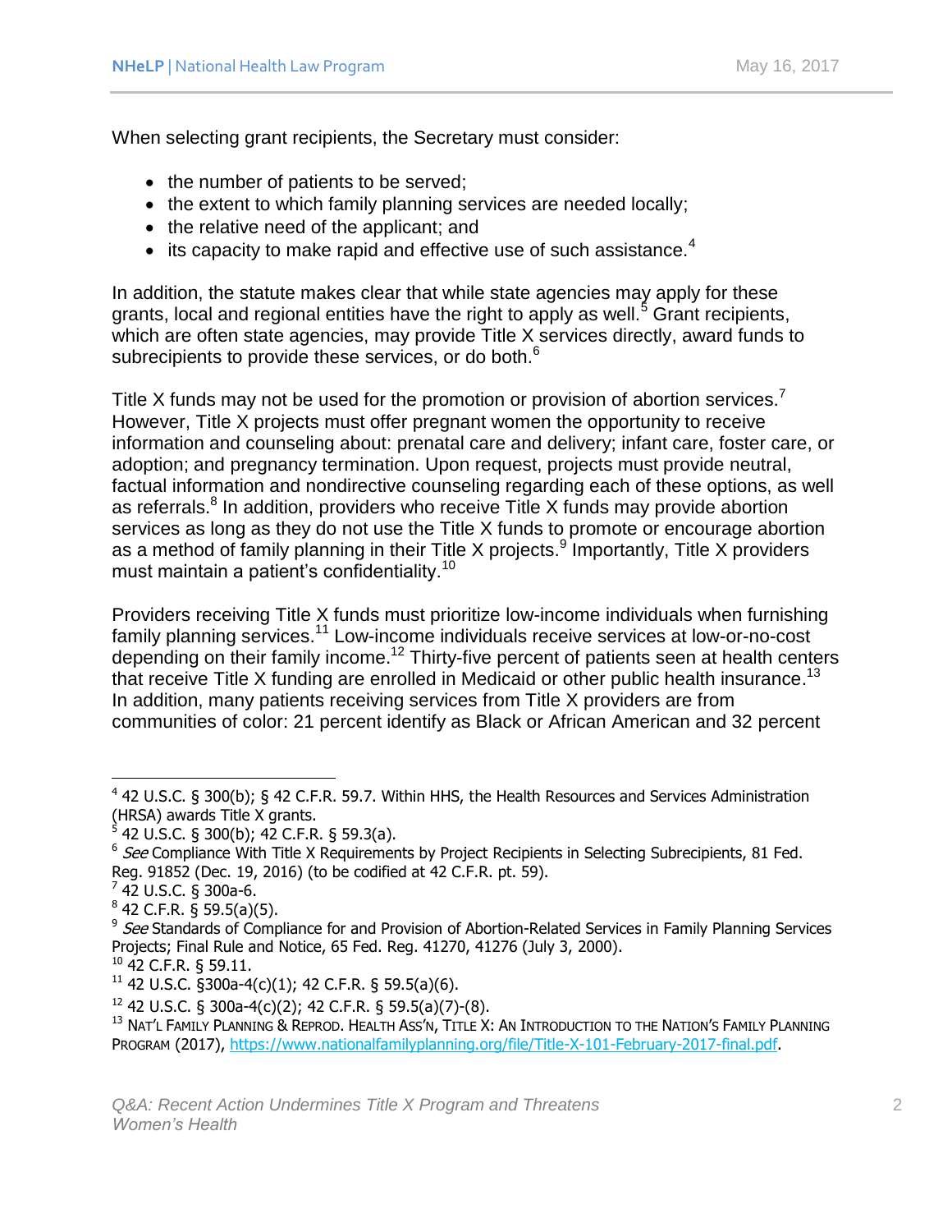When selecting grant recipients, the Secretary must consider:

- the number of patients to be served;
- the extent to which family planning services are needed locally;
- the relative need of the applicant; and
- its capacity to make rapid and effective use of such assistance.[4]

In addition, the statute makes clear that while state agencies may apply for these grants, local and regional entities have the right to apply as well.[5] Grant recipients, which are often state agencies, may provide Title X services directly, award funds to subrecipients to provide these services, or do both.[6]

Title X funds may not be used for the promotion or provision of abortion services.[7] However, Title X projects must offer pregnant women the opportunity to receive information and counseling about: prenatal care and delivery; infant care, foster care, or adoption; and pregnancy termination. Upon request, projects must provide neutral, factual information and nondirective counseling regarding each of these options, as well as referrals.[8] In addition, providers who receive Title X funds may provide abortion services as long as they do not use the Title X funds to promote or encourage abortion as a method of family planning in their Title X projects.[9] Importantly, Title X providers must maintain a patient's confidentiality.[10]

Providers receiving Title X funds must prioritize low-income individuals when furnishing family planning services.[11] Low-income individuals receive services at low-or-no-cost depending on their family income.[12] Thirty-five percent of patients seen at health centers that receive Title X funding are enrolled in Medicaid or other public health insurance.[13] In addition, many patients receiving services from Title X providers are from communities of color: 21 percent identify as Black or African American and 32 percent

---

[4] 42 U.S.C. § 300(b); § 42 C.F.R. 59.7. Within HHS, the Health Resources and Services Administration (HRSA) awards Title X grants.

[5] 42 U.S.C. § 300(b); 42 C.F.R. § 59.3(a).

[6] *See* Compliance With Title X Requirements by Project Recipients in Selecting Subrecipients, 81 Fed. Reg. 91852 (Dec. 19, 2016) (to be codified at 42 C.F.R. pt. 59).

[7] 42 U.S.C. § 300a-6.

[8] 42 C.F.R. § 59.5(a)(5).

[9] *See* Standards of Compliance for and Provision of Abortion-Related Services in Family Planning Services Projects; Final Rule and Notice, 65 Fed. Reg. 41270, 41276 (July 3, 2000).

[10] 42 C.F.R. § 59.11.

[11] 42 U.S.C. §300a-4(c)(1); 42 C.F.R. § 59.5(a)(6).

[12] 42 U.S.C. § 300a-4(c)(2); 42 C.F.R. § 59.5(a)(7)-(8).

[13] NAT'L FAMILY PLANNING & REPROD. HEALTH ASS'N, TITLE X: AN INTRODUCTION TO THE NATION'S FAMILY PLANNING PROGRAM (2017), https://www.nationalfamilyplanning.org/file/Title-X-101-February-2017-final.pdf.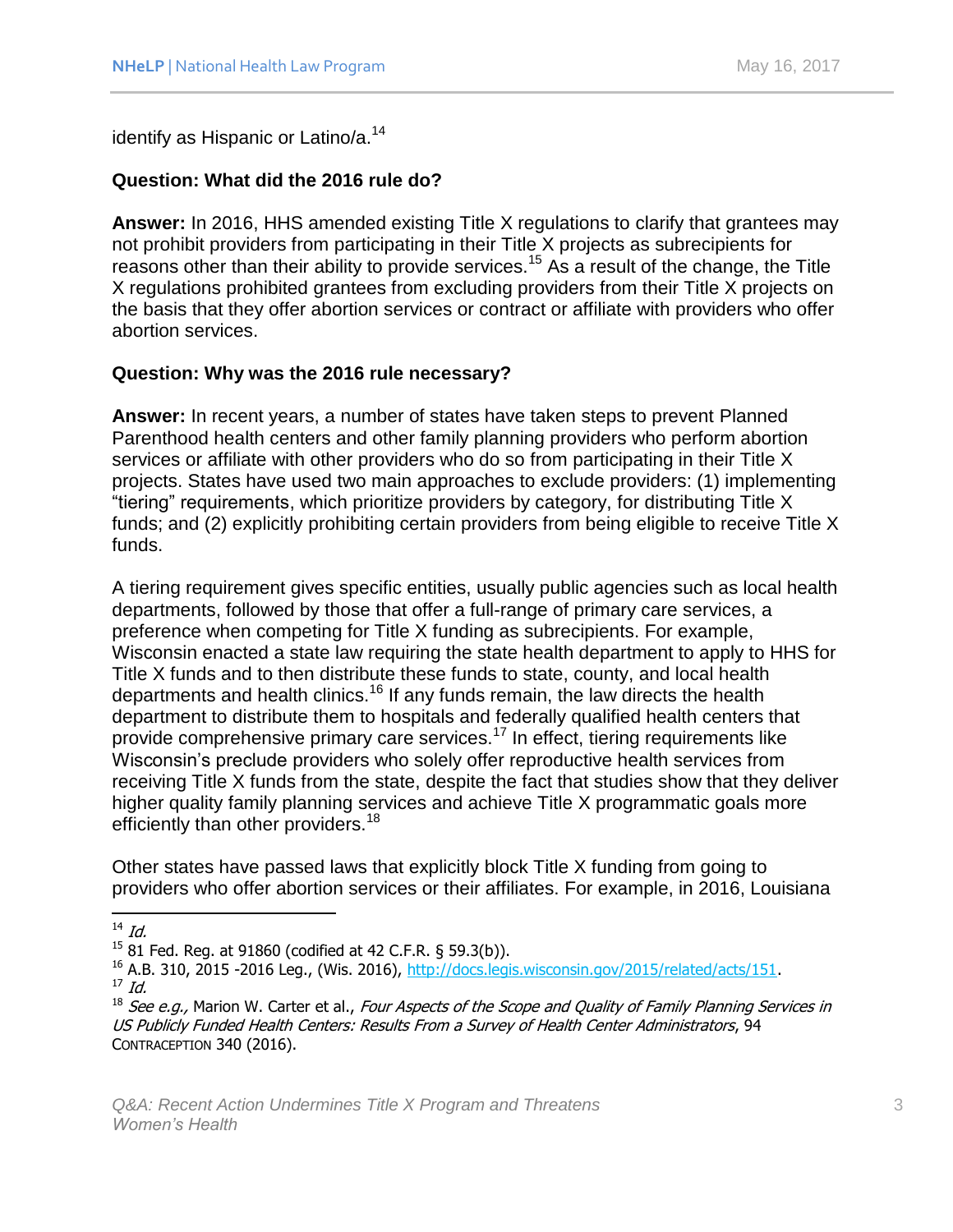identify as Hispanic or Latino/a.[14]

**Question: What did the 2016 rule do?**

**Answer:** In 2016, HHS amended existing Title X regulations to clarify that grantees may not prohibit providers from participating in their Title X projects as subrecipients for reasons other than their ability to provide services.[15] As a result of the change, the Title X regulations prohibited grantees from excluding providers from their Title X projects on the basis that they offer abortion services or contract or affiliate with providers who offer abortion services.

**Question: Why was the 2016 rule necessary?**

**Answer:** In recent years, a number of states have taken steps to prevent Planned Parenthood health centers and other family planning providers who perform abortion services or affiliate with other providers who do so from participating in their Title X projects. States have used two main approaches to exclude providers: (1) implementing "tiering" requirements, which prioritize providers by category, for distributing Title X funds; and (2) explicitly prohibiting certain providers from being eligible to receive Title X funds.

A tiering requirement gives specific entities, usually public agencies such as local health departments, followed by those that offer a full-range of primary care services, a preference when competing for Title X funding as subrecipients. For example, Wisconsin enacted a state law requiring the state health department to apply to HHS for Title X funds and to then distribute these funds to state, county, and local health departments and health clinics.[16] If any funds remain, the law directs the health department to distribute them to hospitals and federally qualified health centers that provide comprehensive primary care services.[17] In effect, tiering requirements like Wisconsin's preclude providers who solely offer reproductive health services from receiving Title X funds from the state, despite the fact that studies show that they deliver higher quality family planning services and achieve Title X programmatic goals more efficiently than other providers.[18]

Other states have passed laws that explicitly block Title X funding from going to providers who offer abortion services or their affiliates. For example, in 2016, Louisiana

---

[14] *Id.*

[15] 81 Fed. Reg. at 91860 (codified at 42 C.F.R. § 59.3(b)).

[16] A.B. 310, 2015 -2016 Leg., (Wis. 2016), http://docs.legis.wisconsin.gov/2015/related/acts/151.

[17] *Id.*

[18] *See e.g.,* Marion W. Carter et al., *Four Aspects of the Scope and Quality of Family Planning Services in US Publicly Funded Health Centers: Results From a Survey of Health Center Administrators*, 94 CONTRACEPTION 340 (2016).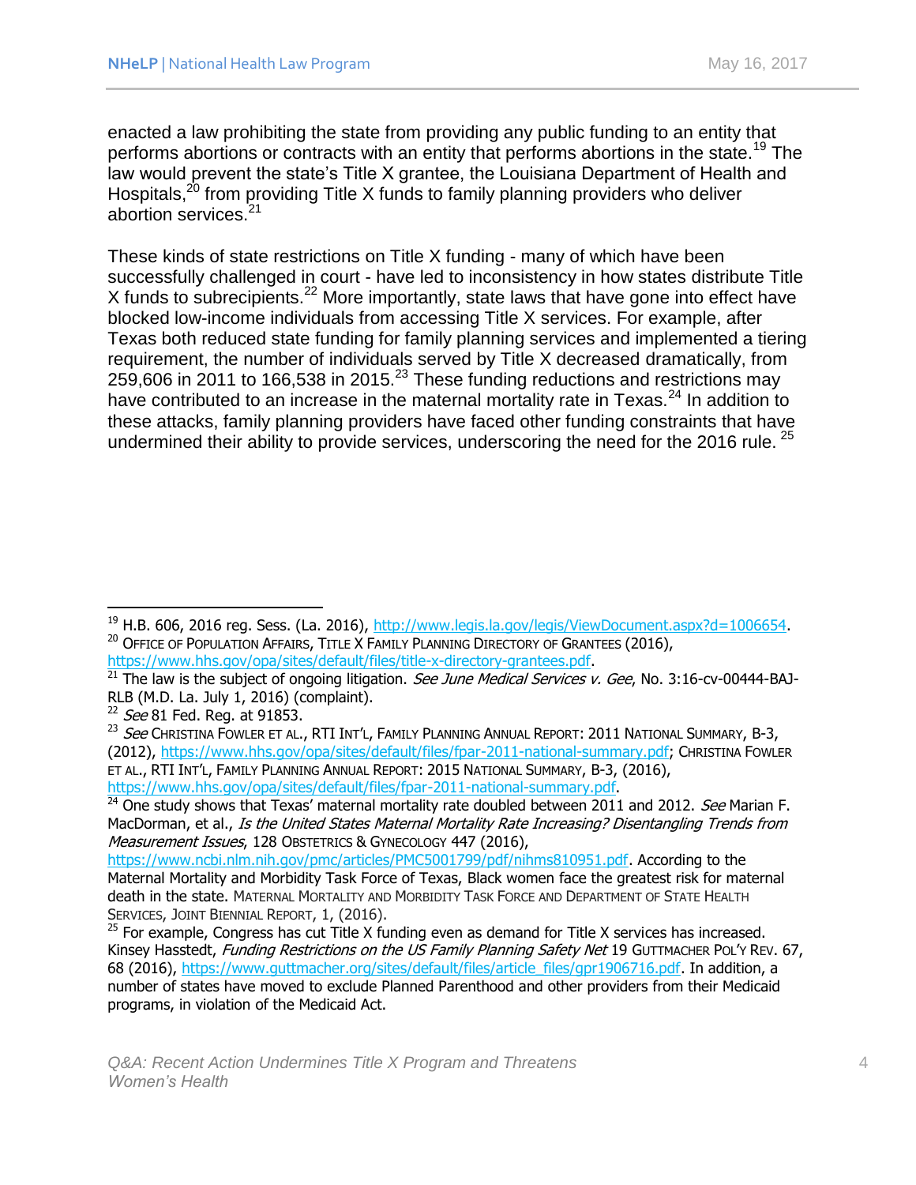enacted a law prohibiting the state from providing any public funding to an entity that performs abortions or contracts with an entity that performs abortions in the state.[19] The law would prevent the state's Title X grantee, the Louisiana Department of Health and Hospitals,[20] from providing Title X funds to family planning providers who deliver abortion services.[21]

These kinds of state restrictions on Title X funding - many of which have been successfully challenged in court - have led to inconsistency in how states distribute Title X funds to subrecipients.[22] More importantly, state laws that have gone into effect have blocked low-income individuals from accessing Title X services. For example, after Texas both reduced state funding for family planning services and implemented a tiering requirement, the number of individuals served by Title X decreased dramatically, from 259,606 in 2011 to 166,538 in 2015.[23] These funding reductions and restrictions may have contributed to an increase in the maternal mortality rate in Texas.[24] In addition to these attacks, family planning providers have faced other funding constraints that have undermined their ability to provide services, underscoring the need for the 2016 rule. [25]

---

[19] H.B. 606, 2016 reg. Sess. (La. 2016), http://www.legis.la.gov/legis/ViewDocument.aspx?d=1006654.

[20] Office of Population Affairs, Title X Family Planning Directory of Grantees (2016), https://www.hhs.gov/opa/sites/default/files/title-x-directory-grantees.pdf.

[21] The law is the subject of ongoing litigation. *See June Medical Services v. Gee*, No. 3:16-cv-00444-BAJ-RLB (M.D. La. July 1, 2016) (complaint).

[22] *See* 81 Fed. Reg. at 91853.

[23] *See* Christina Fowler et al., RTI Int'l, Family Planning Annual Report: 2011 National Summary, B-3, (2012), https://www.hhs.gov/opa/sites/default/files/fpar-2011-national-summary.pdf; Christina Fowler et al., RTI Int'l, Family Planning Annual Report: 2015 National Summary, B-3, (2016), https://www.hhs.gov/opa/sites/default/files/fpar-2011-national-summary.pdf.

[24] One study shows that Texas' maternal mortality rate doubled between 2011 and 2012. *See* Marian F. MacDorman, et al., *Is the United States Maternal Mortality Rate Increasing? Disentangling Trends from Measurement Issues*, 128 Obstetrics & Gynecology 447 (2016), https://www.ncbi.nlm.nih.gov/pmc/articles/PMC5001799/pdf/nihms810951.pdf. According to the Maternal Mortality and Morbidity Task Force of Texas, Black women face the greatest risk for maternal death in the state. Maternal Mortality and Morbidity Task Force and Department of State Health Services, Joint Biennial Report, 1, (2016).

[25] For example, Congress has cut Title X funding even as demand for Title X services has increased. Kinsey Hasstedt, *Funding Restrictions on the US Family Planning Safety Net* 19 Guttmacher Pol'y Rev. 67, 68 (2016), https://www.guttmacher.org/sites/default/files/article_files/gpr1906716.pdf. In addition, a number of states have moved to exclude Planned Parenthood and other providers from their Medicaid programs, in violation of the Medicaid Act.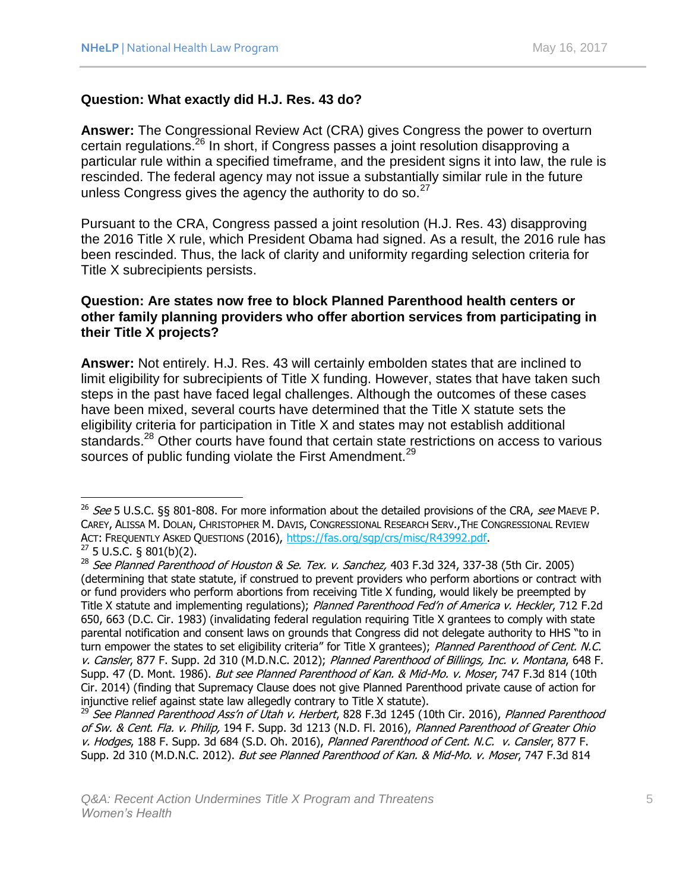**Question: What exactly did H.J. Res. 43 do?**

**Answer:** The Congressional Review Act (CRA) gives Congress the power to overturn certain regulations.[26] In short, if Congress passes a joint resolution disapproving a particular rule within a specified timeframe, and the president signs it into law, the rule is rescinded. The federal agency may not issue a substantially similar rule in the future unless Congress gives the agency the authority to do so.[27]

Pursuant to the CRA, Congress passed a joint resolution (H.J. Res. 43) disapproving the 2016 Title X rule, which President Obama had signed. As a result, the 2016 rule has been rescinded. Thus, the lack of clarity and uniformity regarding selection criteria for Title X subrecipients persists.

**Question: Are states now free to block Planned Parenthood health centers or other family planning providers who offer abortion services from participating in their Title X projects?**

**Answer:** Not entirely. H.J. Res. 43 will certainly embolden states that are inclined to limit eligibility for subrecipients of Title X funding. However, states that have taken such steps in the past have faced legal challenges. Although the outcomes of these cases have been mixed, several courts have determined that the Title X statute sets the eligibility criteria for participation in Title X and states may not establish additional standards.[28] Other courts have found that certain state restrictions on access to various sources of public funding violate the First Amendment.[29]

---

[26] *See* 5 U.S.C. §§ 801-808. For more information about the detailed provisions of the CRA, *see* MAEVE P. CAREY, ALISSA M. DOLAN, CHRISTOPHER M. DAVIS, CONGRESSIONAL RESEARCH SERV., THE CONGRESSIONAL REVIEW ACT: FREQUENTLY ASKED QUESTIONS (2016), https://fas.org/sgp/crs/misc/R43992.pdf.

[27] 5 U.S.C. § 801(b)(2).

[28] *See Planned Parenthood of Houston & Se. Tex. v. Sanchez,* 403 F.3d 324, 337-38 (5th Cir. 2005) (determining that state statute, if construed to prevent providers who perform abortions or contract with or fund providers who perform abortions from receiving Title X funding, would likely be preempted by Title X statute and implementing regulations); *Planned Parenthood Fed'n of America v. Heckler*, 712 F.2d 650, 663 (D.C. Cir. 1983) (invalidating federal regulation requiring Title X grantees to comply with state parental notification and consent laws on grounds that Congress did not delegate authority to HHS "to in turn empower the states to set eligibility criteria" for Title X grantees); *Planned Parenthood of Cent. N.C. v. Cansler*, 877 F. Supp. 2d 310 (M.D.N.C. 2012); *Planned Parenthood of Billings, Inc. v. Montana*, 648 F. Supp. 47 (D. Mont. 1986). *But see Planned Parenthood of Kan. & Mid-Mo. v. Moser*, 747 F.3d 814 (10th Cir. 2014) (finding that Supremacy Clause does not give Planned Parenthood private cause of action for injunctive relief against state law allegedly contrary to Title X statute).

[29] *See Planned Parenthood Ass'n of Utah v. Herbert*, 828 F.3d 1245 (10th Cir. 2016), *Planned Parenthood of Sw. & Cent. Fla. v. Philip,* 194 F. Supp. 3d 1213 (N.D. Fl. 2016), *Planned Parenthood of Greater Ohio v. Hodges*, 188 F. Supp. 3d 684 (S.D. Oh. 2016), *Planned Parenthood of Cent. N.C. v. Cansler*, 877 F. Supp. 2d 310 (M.D.N.C. 2012). *But see Planned Parenthood of Kan. & Mid-Mo. v. Moser*, 747 F.3d 814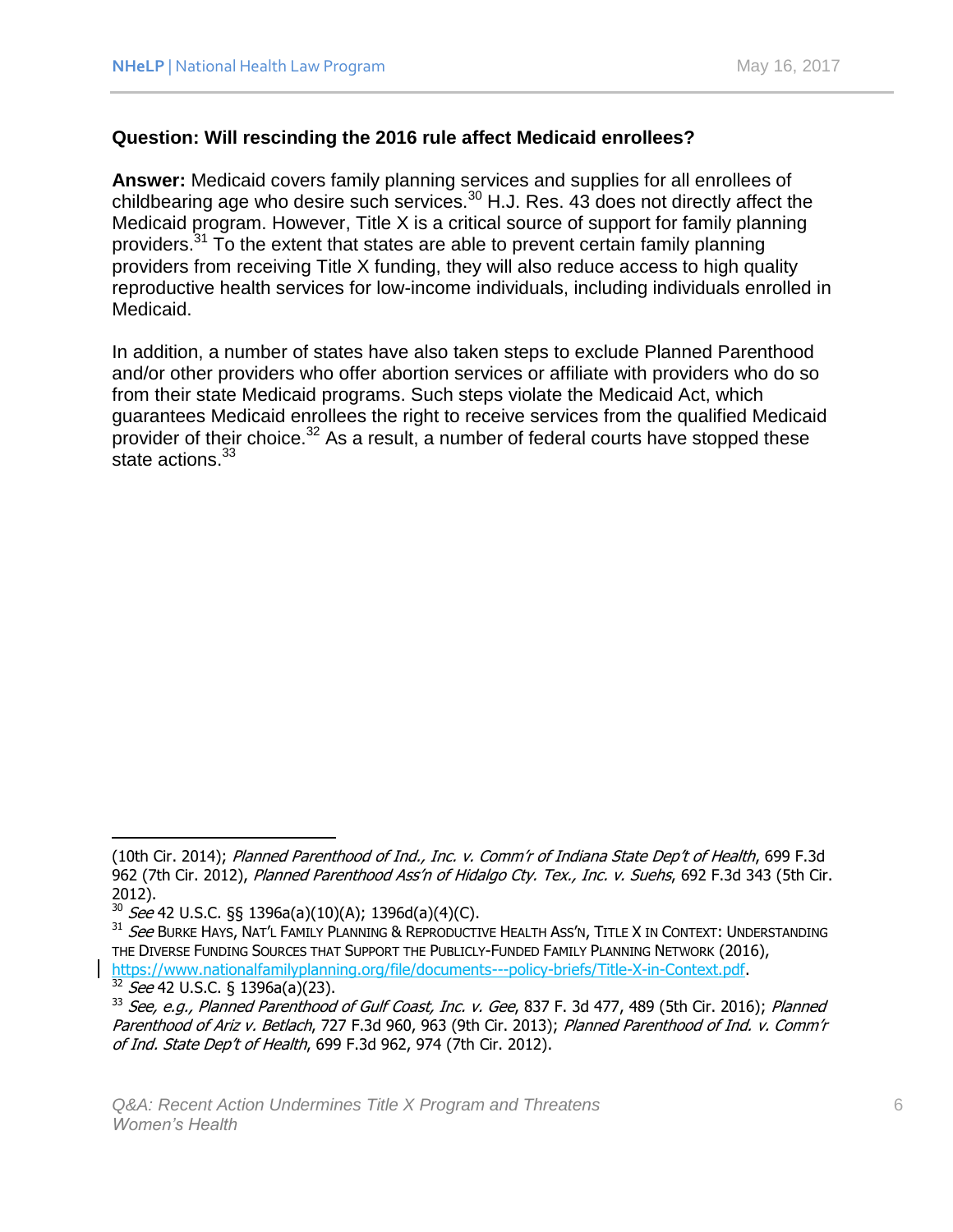**Question: Will rescinding the 2016 rule affect Medicaid enrollees?**

**Answer:** Medicaid covers family planning services and supplies for all enrollees of childbearing age who desire such services.[30] H.J. Res. 43 does not directly affect the Medicaid program. However, Title X is a critical source of support for family planning providers.[31] To the extent that states are able to prevent certain family planning providers from receiving Title X funding, they will also reduce access to high quality reproductive health services for low-income individuals, including individuals enrolled in Medicaid.

In addition, a number of states have also taken steps to exclude Planned Parenthood and/or other providers who offer abortion services or affiliate with providers who do so from their state Medicaid programs. Such steps violate the Medicaid Act, which guarantees Medicaid enrollees the right to receive services from the qualified Medicaid provider of their choice.[32] As a result, a number of federal courts have stopped these state actions.[33]

---

(10th Cir. 2014); *Planned Parenthood of Ind., Inc. v. Comm'r of Indiana State Dep't of Health*, 699 F.3d 962 (7th Cir. 2012), *Planned Parenthood Ass'n of Hidalgo Cty. Tex., Inc. v. Suehs*, 692 F.3d 343 (5th Cir. 2012).

[30] *See* 42 U.S.C. §§ 1396a(a)(10)(A); 1396d(a)(4)(C).

[31] *See* Burke Hays, Nat'l Family Planning & Reproductive Health Ass'n, Title X in Context: Understanding the Diverse Funding Sources that Support the Publicly-Funded Family Planning Network (2016), https://www.nationalfamilyplanning.org/file/documents---policy-briefs/Title-X-in-Context.pdf.

[32] *See* 42 U.S.C. § 1396a(a)(23).

[33] *See, e.g., Planned Parenthood of Gulf Coast, Inc. v. Gee*, 837 F. 3d 477, 489 (5th Cir. 2016); *Planned Parenthood of Ariz v. Betlach*, 727 F.3d 960, 963 (9th Cir. 2013); *Planned Parenthood of Ind. v. Comm'r of Ind. State Dep't of Health*, 699 F.3d 962, 974 (7th Cir. 2012).